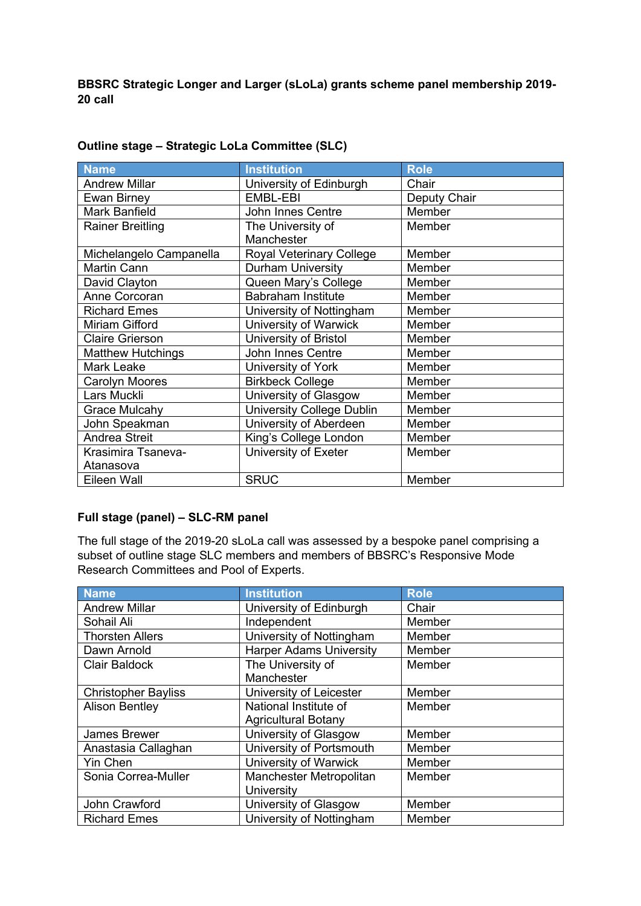**BBSRC Strategic Longer and Larger (sLoLa) grants scheme panel membership 2019-20 call**

**Outline stage – Strategic LoLa Committee (SLC)**

| Name | Institution | Role |
|---|---|---|
| Andrew Millar | University of Edinburgh | Chair |
| Ewan Birney | EMBL-EBI | Deputy Chair |
| Mark Banfield | John Innes Centre | Member |
| Rainer Breitling | The University of Manchester | Member |
| Michelangelo Campanella | Royal Veterinary College | Member |
| Martin Cann | Durham University | Member |
| David Clayton | Queen Mary's College | Member |
| Anne Corcoran | Babraham Institute | Member |
| Richard Emes | University of Nottingham | Member |
| Miriam Gifford | University of Warwick | Member |
| Claire Grierson | University of Bristol | Member |
| Matthew Hutchings | John Innes Centre | Member |
| Mark Leake | University of York | Member |
| Carolyn Moores | Birkbeck College | Member |
| Lars Muckli | University of Glasgow | Member |
| Grace Mulcahy | University College Dublin | Member |
| John Speakman | University of Aberdeen | Member |
| Andrea Streit | King's College London | Member |
| Krasimira Tsaneva-Atanasova | University of Exeter | Member |
| Eileen Wall | SRUC | Member |

**Full stage (panel) – SLC-RM panel**

The full stage of the 2019-20 sLoLa call was assessed by a bespoke panel comprising a subset of outline stage SLC members and members of BBSRC's Responsive Mode Research Committees and Pool of Experts.

| Name | Institution | Role |
|---|---|---|
| Andrew Millar | University of Edinburgh | Chair |
| Sohail Ali | Independent | Member |
| Thorsten Allers | University of Nottingham | Member |
| Dawn Arnold | Harper Adams University | Member |
| Clair Baldock | The University of Manchester | Member |
| Christopher Bayliss | University of Leicester | Member |
| Alison Bentley | National Institute of Agricultural Botany | Member |
| James Brewer | University of Glasgow | Member |
| Anastasia Callaghan | University of Portsmouth | Member |
| Yin Chen | University of Warwick | Member |
| Sonia Correa-Muller | Manchester Metropolitan University | Member |
| John Crawford | University of Glasgow | Member |
| Richard Emes | University of Nottingham | Member |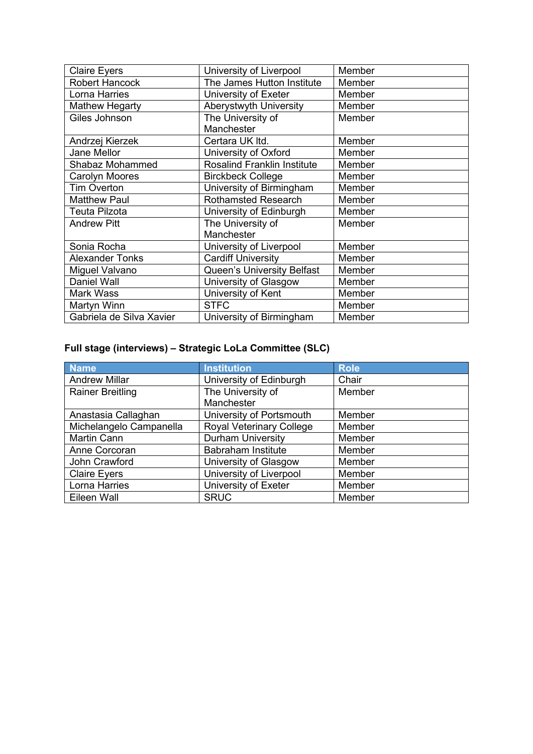| | | |
|---|---|---|
| Claire Eyers | University of Liverpool | Member |
| Robert Hancock | The James Hutton Institute | Member |
| Lorna Harries | University of Exeter | Member |
| Mathew Hegarty | Aberystwyth University | Member |
| Giles Johnson | The University of Manchester | Member |
| Andrzej Kierzek | Certara UK ltd. | Member |
| Jane Mellor | University of Oxford | Member |
| Shabaz Mohammed | Rosalind Franklin Institute | Member |
| Carolyn Moores | Birckbeck College | Member |
| Tim Overton | University of Birmingham | Member |
| Matthew Paul | Rothamsted Research | Member |
| Teuta Pilzota | University of Edinburgh | Member |
| Andrew Pitt | The University of Manchester | Member |
| Sonia Rocha | University of Liverpool | Member |
| Alexander Tonks | Cardiff University | Member |
| Miguel Valvano | Queen's University Belfast | Member |
| Daniel Wall | University of Glasgow | Member |
| Mark Wass | University of Kent | Member |
| Martyn Winn | STFC | Member |
| Gabriela de Silva Xavier | University of Birmingham | Member |

**Full stage (interviews) – Strategic LoLa Committee (SLC)**

| Name | Institution | Role |
|---|---|---|
| Andrew Millar | University of Edinburgh | Chair |
| Rainer Breitling | The University of Manchester | Member |
| Anastasia Callaghan | University of Portsmouth | Member |
| Michelangelo Campanella | Royal Veterinary College | Member |
| Martin Cann | Durham University | Member |
| Anne Corcoran | Babraham Institute | Member |
| John Crawford | University of Glasgow | Member |
| Claire Eyers | University of Liverpool | Member |
| Lorna Harries | University of Exeter | Member |
| Eileen Wall | SRUC | Member |